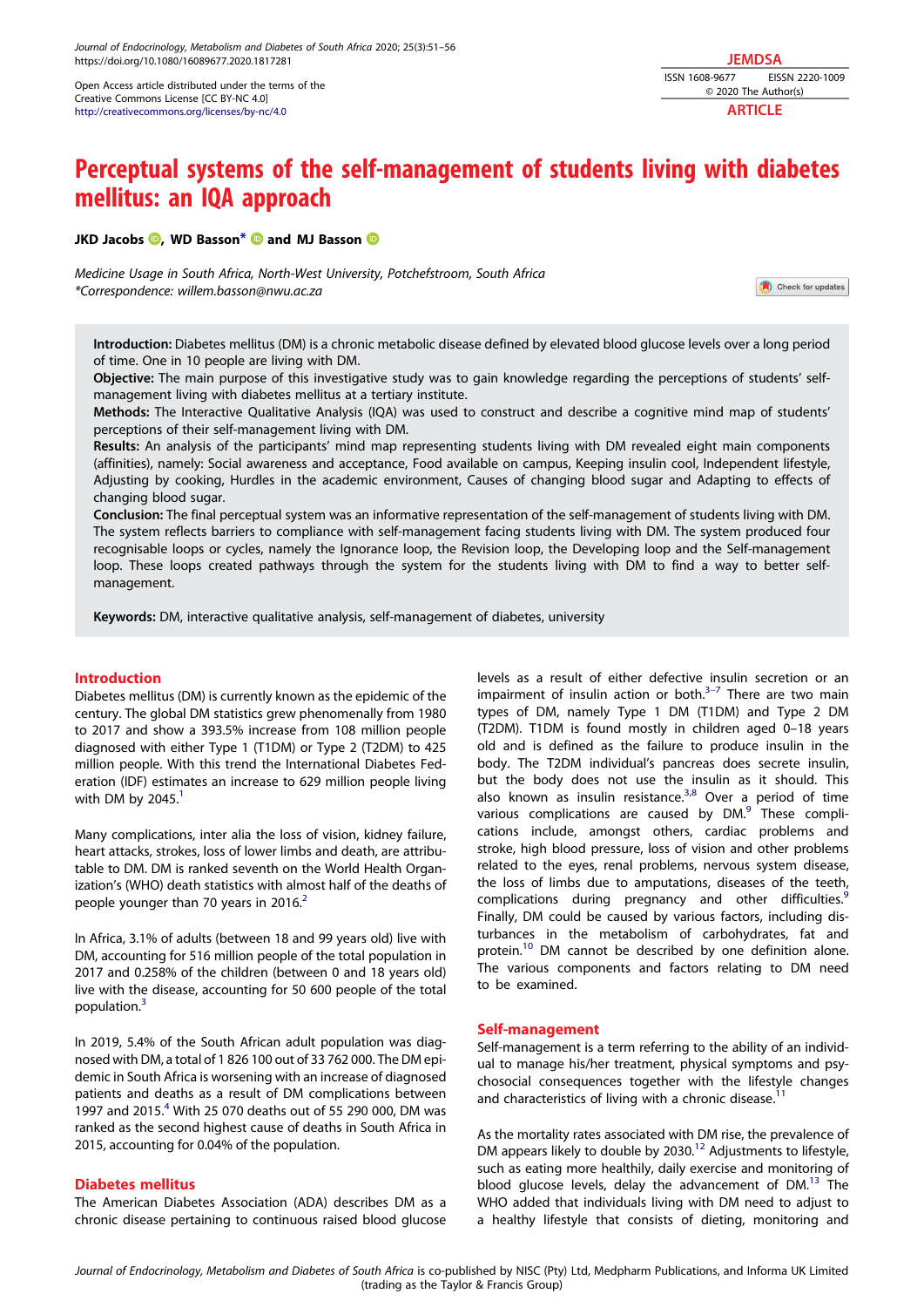Open Access article distributed under the terms of the Creative Commons License [CC BY-NC 4.0]
http://creativecommons.org/licenses/by-nc/4.0

JEMDSA
ISSN 1608-9677 EISSN 2220-1009
© 2020 The Author(s)
ARTICLE

# Perceptual systems of the self-management of students living with diabetes mellitus: an IQA approach

**JKD Jacobs, WD Basson* and MJ Basson**

*Medicine Usage in South Africa, North-West University, Potchefstroom, South Africa*
*\*Correspondence: willem.basson@nwu.ac.za*

**Introduction:** Diabetes mellitus (DM) is a chronic metabolic disease defined by elevated blood glucose levels over a long period of time. One in 10 people are living with DM.

**Objective:** The main purpose of this investigative study was to gain knowledge regarding the perceptions of students' self-management living with diabetes mellitus at a tertiary institute.

**Methods:** The Interactive Qualitative Analysis (IQA) was used to construct and describe a cognitive mind map of students' perceptions of their self-management living with DM.

**Results:** An analysis of the participants' mind map representing students living with DM revealed eight main components (affinities), namely: Social awareness and acceptance, Food available on campus, Keeping insulin cool, Independent lifestyle, Adjusting by cooking, Hurdles in the academic environment, Causes of changing blood sugar and Adapting to effects of changing blood sugar.

**Conclusion:** The final perceptual system was an informative representation of the self-management of students living with DM. The system reflects barriers to compliance with self-management facing students living with DM. The system produced four recognisable loops or cycles, namely the Ignorance loop, the Revision loop, the Developing loop and the Self-management loop. These loops created pathways through the system for the students living with DM to find a way to better self-management.

**Keywords:** DM, interactive qualitative analysis, self-management of diabetes, university

## Introduction

Diabetes mellitus (DM) is currently known as the epidemic of the century. The global DM statistics grew phenomenally from 1980 to 2017 and show a 393.5% increase from 108 million people diagnosed with either Type 1 (T1DM) or Type 2 (T2DM) to 425 million people. With this trend the International Diabetes Federation (IDF) estimates an increase to 629 million people living with DM by 2045.[1]

Many complications, inter alia the loss of vision, kidney failure, heart attacks, strokes, loss of lower limbs and death, are attributable to DM. DM is ranked seventh on the World Health Organization's (WHO) death statistics with almost half of the deaths of people younger than 70 years in 2016.[2]

In Africa, 3.1% of adults (between 18 and 99 years old) live with DM, accounting for 516 million people of the total population in 2017 and 0.258% of the children (between 0 and 18 years old) live with the disease, accounting for 50 600 people of the total population.[3]

In 2019, 5.4% of the South African adult population was diagnosed with DM, a total of 1 826 100 out of 33 762 000. The DM epidemic in South Africa is worsening with an increase of diagnosed patients and deaths as a result of DM complications between 1997 and 2015.[4] With 25 070 deaths out of 55 290 000, DM was ranked as the second highest cause of deaths in South Africa in 2015, accounting for 0.04% of the population.

## Diabetes mellitus

The American Diabetes Association (ADA) describes DM as a chronic disease pertaining to continuous raised blood glucose levels as a result of either defective insulin secretion or an impairment of insulin action or both.[3–7] There are two main types of DM, namely Type 1 DM (T1DM) and Type 2 DM (T2DM). T1DM is found mostly in children aged 0–18 years old and is defined as the failure to produce insulin in the body. The T2DM individual's pancreas does secrete insulin, but the body does not use the insulin as it should. This also known as insulin resistance.[3,8] Over a period of time various complications are caused by DM.[9] These complications include, amongst others, cardiac problems and stroke, high blood pressure, loss of vision and other problems related to the eyes, renal problems, nervous system disease, the loss of limbs due to amputations, diseases of the teeth, complications during pregnancy and other difficulties.[9] Finally, DM could be caused by various factors, including disturbances in the metabolism of carbohydrates, fat and protein.[10] DM cannot be described by one definition alone. The various components and factors relating to DM need to be examined.

## Self-management

Self-management is a term referring to the ability of an individual to manage his/her treatment, physical symptoms and psychosocial consequences together with the lifestyle changes and characteristics of living with a chronic disease.[11]

As the mortality rates associated with DM rise, the prevalence of DM appears likely to double by 2030.[12] Adjustments to lifestyle, such as eating more healthily, daily exercise and monitoring of blood glucose levels, delay the advancement of DM.[13] The WHO added that individuals living with DM need to adjust to a healthy lifestyle that consists of dieting, monitoring and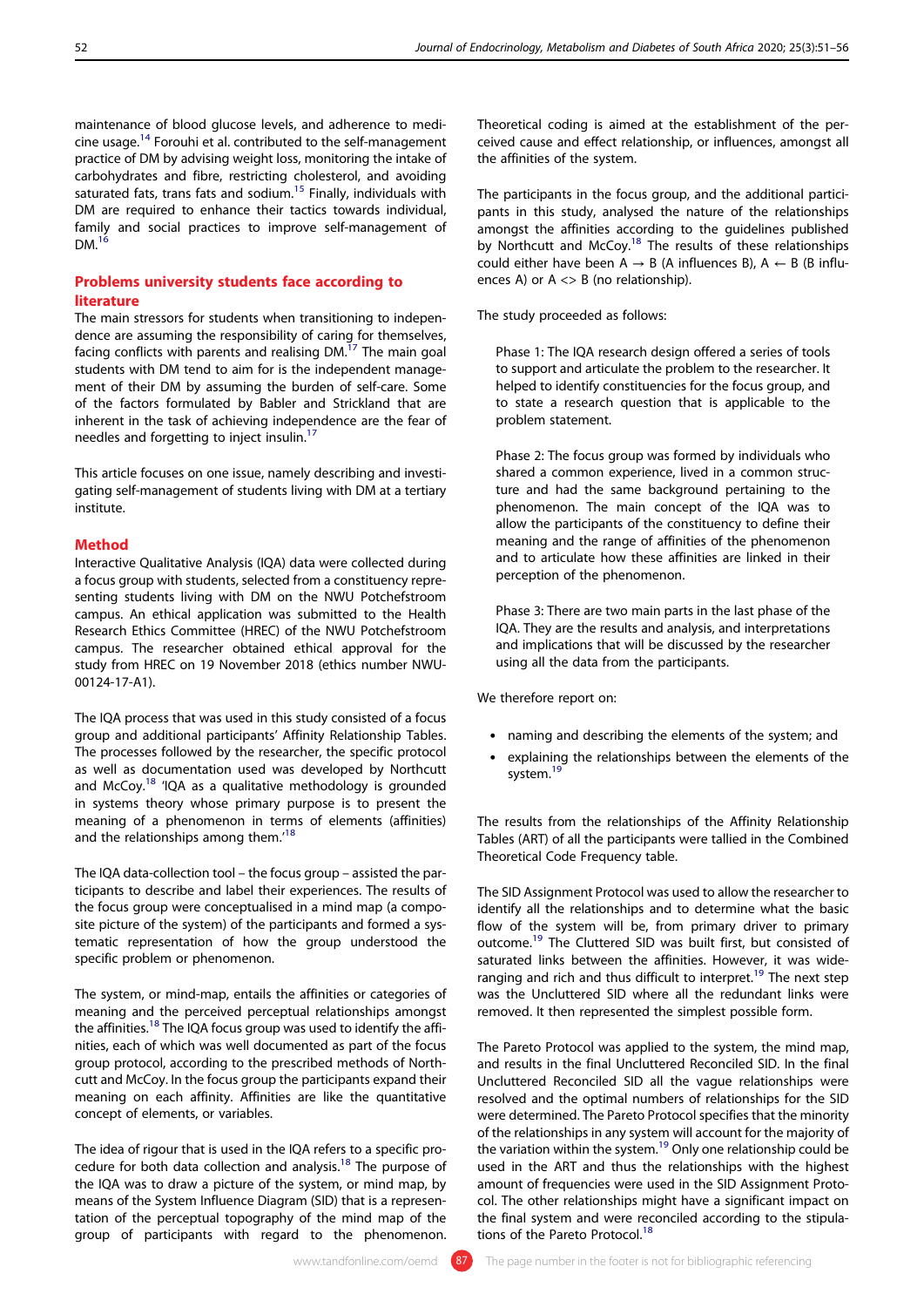maintenance of blood glucose levels, and adherence to medicine usage.[14] Forouhi et al. contributed to the self-management practice of DM by advising weight loss, monitoring the intake of carbohydrates and fibre, restricting cholesterol, and avoiding saturated fats, trans fats and sodium.[15] Finally, individuals with DM are required to enhance their tactics towards individual, family and social practices to improve self-management of DM.[16]

## Problems university students face according to literature

The main stressors for students when transitioning to independence are assuming the responsibility of caring for themselves, facing conflicts with parents and realising DM.[17] The main goal students with DM tend to aim for is the independent management of their DM by assuming the burden of self-care. Some of the factors formulated by Babler and Strickland that are inherent in the task of achieving independence are the fear of needles and forgetting to inject insulin.[17]

This article focuses on one issue, namely describing and investigating self-management of students living with DM at a tertiary institute.

## Method

Interactive Qualitative Analysis (IQA) data were collected during a focus group with students, selected from a constituency representing students living with DM on the NWU Potchefstroom campus. An ethical application was submitted to the Health Research Ethics Committee (HREC) of the NWU Potchefstroom campus. The researcher obtained ethical approval for the study from HREC on 19 November 2018 (ethics number NWU-00124-17-A1).

The IQA process that was used in this study consisted of a focus group and additional participants' Affinity Relationship Tables. The processes followed by the researcher, the specific protocol as well as documentation used was developed by Northcutt and McCoy.[18] 'IQA as a qualitative methodology is grounded in systems theory whose primary purpose is to present the meaning of a phenomenon in terms of elements (affinities) and the relationships among them.'[18]

The IQA data-collection tool – the focus group – assisted the participants to describe and label their experiences. The results of the focus group were conceptualised in a mind map (a composite picture of the system) of the participants and formed a systematic representation of how the group understood the specific problem or phenomenon.

The system, or mind-map, entails the affinities or categories of meaning and the perceived perceptual relationships amongst the affinities.[18] The IQA focus group was used to identify the affinities, each of which was well documented as part of the focus group protocol, according to the prescribed methods of Northcutt and McCoy. In the focus group the participants expand their meaning on each affinity. Affinities are like the quantitative concept of elements, or variables.

The idea of rigour that is used in the IQA refers to a specific procedure for both data collection and analysis.[18] The purpose of the IQA was to draw a picture of the system, or mind map, by means of the System Influence Diagram (SID) that is a representation of the perceptual topography of the mind map of the group of participants with regard to the phenomenon. Theoretical coding is aimed at the establishment of the perceived cause and effect relationship, or influences, amongst all the affinities of the system.

The participants in the focus group, and the additional participants in this study, analysed the nature of the relationships amongst the affinities according to the guidelines published by Northcutt and McCoy.[18] The results of these relationships could either have been A → B (A influences B), A ← B (B influences A) or A <> B (no relationship).

The study proceeded as follows:

Phase 1: The IQA research design offered a series of tools to support and articulate the problem to the researcher. It helped to identify constituencies for the focus group, and to state a research question that is applicable to the problem statement.

Phase 2: The focus group was formed by individuals who shared a common experience, lived in a common structure and had the same background pertaining to the phenomenon. The main concept of the IQA was to allow the participants of the constituency to define their meaning and the range of affinities of the phenomenon and to articulate how these affinities are linked in their perception of the phenomenon.

Phase 3: There are two main parts in the last phase of the IQA. They are the results and analysis, and interpretations and implications that will be discussed by the researcher using all the data from the participants.

We therefore report on:

- naming and describing the elements of the system; and
- explaining the relationships between the elements of the system.[19]

The results from the relationships of the Affinity Relationship Tables (ART) of all the participants were tallied in the Combined Theoretical Code Frequency table.

The SID Assignment Protocol was used to allow the researcher to identify all the relationships and to determine what the basic flow of the system will be, from primary driver to primary outcome.[19] The Cluttered SID was built first, but consisted of saturated links between the affinities. However, it was wide-ranging and rich and thus difficult to interpret.[19] The next step was the Uncluttered SID where all the redundant links were removed. It then represented the simplest possible form.

The Pareto Protocol was applied to the system, the mind map, and results in the final Uncluttered Reconciled SID. In the final Uncluttered Reconciled SID all the vague relationships were resolved and the optimal numbers of relationships for the SID were determined. The Pareto Protocol specifies that the minority of the relationships in any system will account for the majority of the variation within the system.[19] Only one relationship could be used in the ART and thus the relationships with the highest amount of frequencies were used in the SID Assignment Protocol. The other relationships might have a significant impact on the final system and were reconciled according to the stipulations of the Pareto Protocol.[18]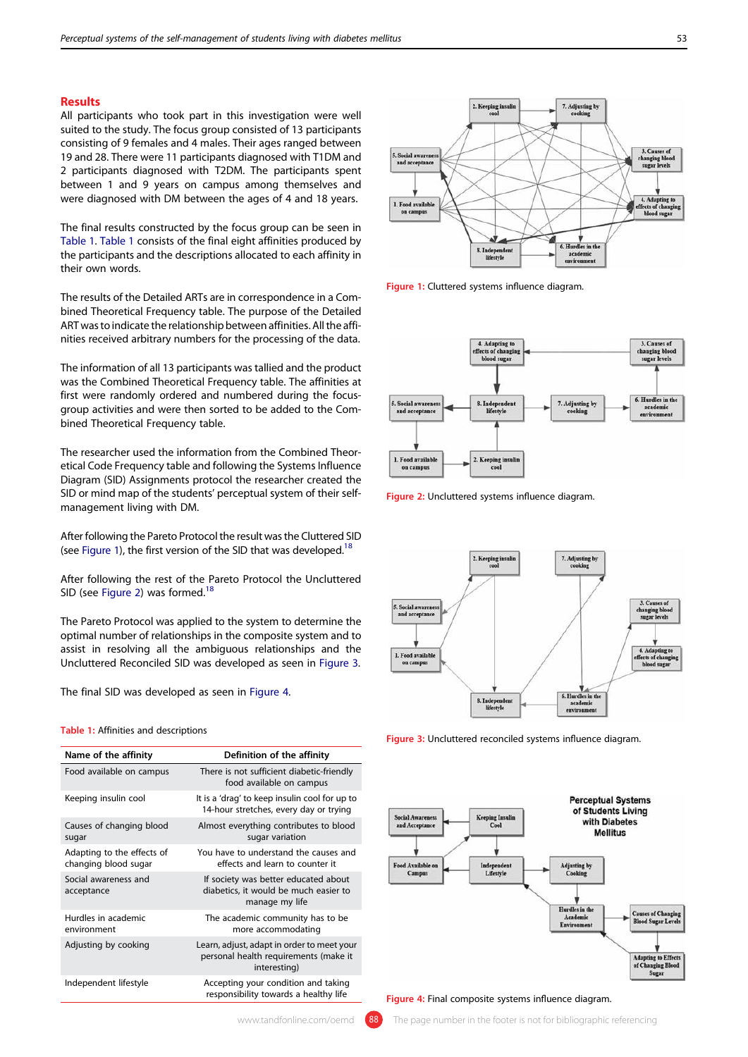## Results

All participants who took part in this investigation were well suited to the study. The focus group consisted of 13 participants consisting of 9 females and 4 males. Their ages ranged between 19 and 28. There were 11 participants diagnosed with T1DM and 2 participants diagnosed with T2DM. The participants spent between 1 and 9 years on campus among themselves and were diagnosed with DM between the ages of 4 and 18 years.

The final results constructed by the focus group can be seen in Table 1. Table 1 consists of the final eight affinities produced by the participants and the descriptions allocated to each affinity in their own words.

The results of the Detailed ARTs are in correspondence in a Combined Theoretical Frequency table. The purpose of the Detailed ART was to indicate the relationship between affinities. All the affinities received arbitrary numbers for the processing of the data.

The information of all 13 participants was tallied and the product was the Combined Theoretical Frequency table. The affinities at first were randomly ordered and numbered during the focus-group activities and were then sorted to be added to the Combined Theoretical Frequency table.

The researcher used the information from the Combined Theoretical Code Frequency table and following the Systems Influence Diagram (SID) Assignments protocol the researcher created the SID or mind map of the students' perceptual system of their self-management living with DM.

After following the Pareto Protocol the result was the Cluttered SID (see Figure 1), the first version of the SID that was developed.[18]

After following the rest of the Pareto Protocol the Uncluttered SID (see Figure 2) was formed.[18]

The Pareto Protocol was applied to the system to determine the optimal number of relationships in the composite system and to assist in resolving all the ambiguous relationships and the Uncluttered Reconciled SID was developed as seen in Figure 3.

The final SID was developed as seen in Figure 4.

Table 1: Affinities and descriptions

| Name of the affinity | Definition of the affinity |
|---|---|
| Food available on campus | There is not sufficient diabetic-friendly food available on campus |
| Keeping insulin cool | It is a 'drag' to keep insulin cool for up to 14-hour stretches, every day or trying |
| Causes of changing blood sugar | Almost everything contributes to blood sugar variation |
| Adapting to the effects of changing blood sugar | You have to understand the causes and effects and learn to counter it |
| Social awareness and acceptance | If society was better educated about diabetics, it would be much easier to manage my life |
| Hurdles in academic environment | The academic community has to be more accommodating |
| Adjusting by cooking | Learn, adjust, adapt in order to meet your personal health requirements (make it interesting) |
| Independent lifestyle | Accepting your condition and taking responsibility towards a healthy life |

Figure 1: Cluttered systems influence diagram.

Figure 2: Uncluttered systems influence diagram.

Figure 3: Uncluttered reconciled systems influence diagram.

Figure 4: Final composite systems influence diagram.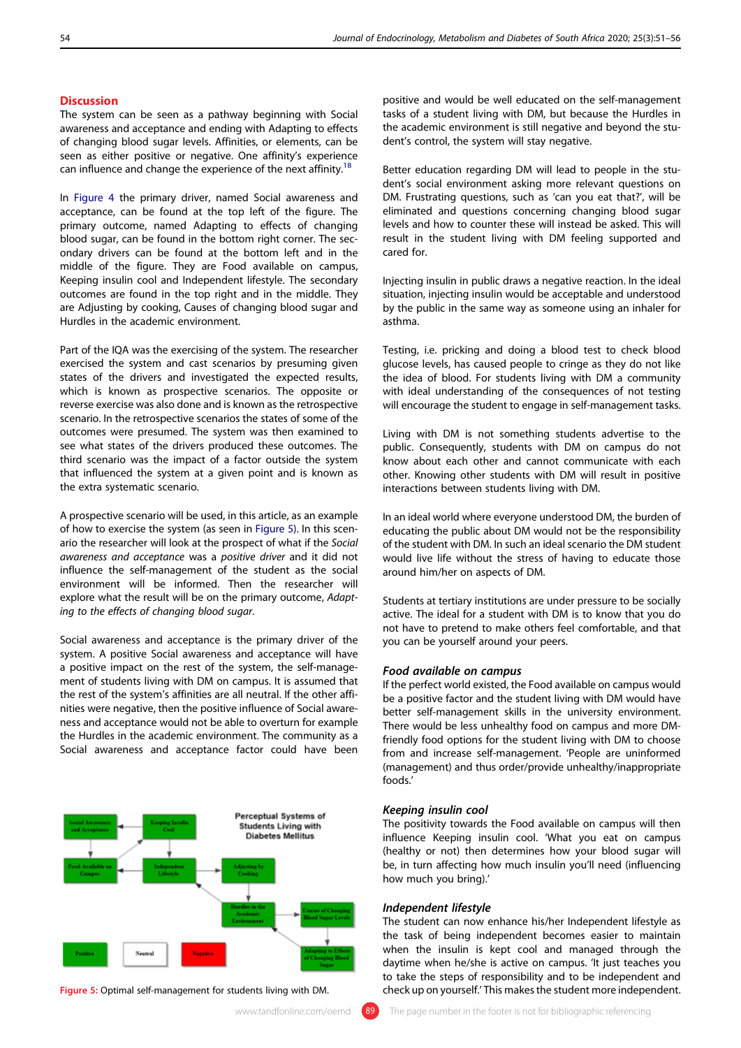## Discussion

The system can be seen as a pathway beginning with Social awareness and acceptance and ending with Adapting to effects of changing blood sugar levels. Affinities, or elements, can be seen as either positive or negative. One affinity's experience can influence and change the experience of the next affinity.[18]

In Figure 4 the primary driver, named Social awareness and acceptance, can be found at the top left of the figure. The primary outcome, named Adapting to effects of changing blood sugar, can be found in the bottom right corner. The secondary drivers can be found at the bottom left and in the middle of the figure. They are Food available on campus, Keeping insulin cool and Independent lifestyle. The secondary outcomes are found in the top right and in the middle. They are Adjusting by cooking, Causes of changing blood sugar and Hurdles in the academic environment.

Part of the IQA was the exercising of the system. The researcher exercised the system and cast scenarios by presuming given states of the drivers and investigated the expected results, which is known as prospective scenarios. The opposite or reverse exercise was also done and is known as the retrospective scenario. In the retrospective scenarios the states of some of the outcomes were presumed. The system was then examined to see what states of the drivers produced these outcomes. The third scenario was the impact of a factor outside the system that influenced the system at a given point and is known as the extra systematic scenario.

A prospective scenario will be used, in this article, as an example of how to exercise the system (as seen in Figure 5). In this scenario the researcher will look at the prospect of what if the *Social awareness and acceptance* was a *positive driver* and it did not influence the self-management of the student as the social environment will be informed. Then the researcher will explore what the result will be on the primary outcome, *Adapting to the effects of changing blood sugar*.

Social awareness and acceptance is the primary driver of the system. A positive Social awareness and acceptance will have a positive impact on the rest of the system, the self-management of students living with DM on campus. It is assumed that the rest of the system's affinities are all neutral. If the other affinities were negative, then the positive influence of Social awareness and acceptance would not be able to overturn for example the Hurdles in the academic environment. The community as a Social awareness and acceptance factor could have been positive and would be well educated on the self-management tasks of a student living with DM, but because the Hurdles in the academic environment is still negative and beyond the student's control, the system will stay negative.

Figure 5: Optimal self-management for students living with DM.

Better education regarding DM will lead to people in the student's social environment asking more relevant questions on DM. Frustrating questions, such as 'can you eat that?', will be eliminated and questions concerning changing blood sugar levels and how to counter these will instead be asked. This will result in the student living with DM feeling supported and cared for.

Injecting insulin in public draws a negative reaction. In the ideal situation, injecting insulin would be acceptable and understood by the public in the same way as someone using an inhaler for asthma.

Testing, i.e. pricking and doing a blood test to check blood glucose levels, has caused people to cringe as they do not like the idea of blood. For students living with DM a community with ideal understanding of the consequences of not testing will encourage the student to engage in self-management tasks.

Living with DM is not something students advertise to the public. Consequently, students with DM on campus do not know about each other and cannot communicate with each other. Knowing other students with DM will result in positive interactions between students living with DM.

In an ideal world where everyone understood DM, the burden of educating the public about DM would not be the responsibility of the student with DM. In such an ideal scenario the DM student would live life without the stress of having to educate those around him/her on aspects of DM.

Students at tertiary institutions are under pressure to be socially active. The ideal for a student with DM is to know that you do not have to pretend to make others feel comfortable, and that you can be yourself around your peers.

### Food available on campus

If the perfect world existed, the Food available on campus would be a positive factor and the student living with DM would have better self-management skills in the university environment. There would be less unhealthy food on campus and more DM-friendly food options for the student living with DM to choose from and increase self-management. 'People are uninformed (management) and thus order/provide unhealthy/inappropriate foods.'

### Keeping insulin cool

The positivity towards the Food available on campus will then influence Keeping insulin cool. 'What you eat on campus (healthy or not) then determines how your blood sugar will be, in turn affecting how much insulin you'll need (influencing how much you bring).'

### Independent lifestyle

The student can now enhance his/her Independent lifestyle as the task of being independent becomes easier to maintain when the insulin is kept cool and managed through the daytime when he/she is active on campus. 'It just teaches you to take the steps of responsibility and to be independent and check up on yourself.' This makes the student more independent.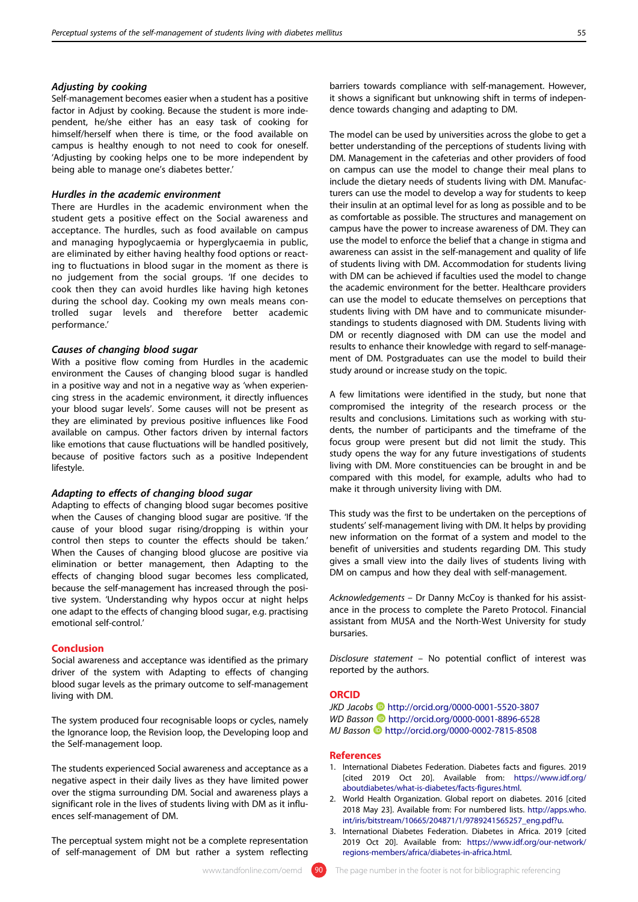### Adjusting by cooking

Self-management becomes easier when a student has a positive factor in Adjust by cooking. Because the student is more independent, he/she either has an easy task of cooking for himself/herself when there is time, or the food available on campus is healthy enough to not need to cook for oneself. 'Adjusting by cooking helps one to be more independent by being able to manage one's diabetes better.'

### Hurdles in the academic environment

There are Hurdles in the academic environment when the student gets a positive effect on the Social awareness and acceptance. The hurdles, such as food available on campus and managing hypoglycaemia or hyperglycaemia in public, are eliminated by either having healthy food options or reacting to fluctuations in blood sugar in the moment as there is no judgement from the social groups. 'If one decides to cook then they can avoid hurdles like having high ketones during the school day. Cooking my own meals means controlled sugar levels and therefore better academic performance.'

### Causes of changing blood sugar

With a positive flow coming from Hurdles in the academic environment the Causes of changing blood sugar is handled in a positive way and not in a negative way as 'when experiencing stress in the academic environment, it directly influences your blood sugar levels'. Some causes will not be present as they are eliminated by previous positive influences like Food available on campus. Other factors driven by internal factors like emotions that cause fluctuations will be handled positively, because of positive factors such as a positive Independent lifestyle.

### Adapting to effects of changing blood sugar

Adapting to effects of changing blood sugar becomes positive when the Causes of changing blood sugar are positive. 'If the cause of your blood sugar rising/dropping is within your control then steps to counter the effects should be taken.' When the Causes of changing blood glucose are positive via elimination or better management, then Adapting to the effects of changing blood sugar becomes less complicated, because the self-management has increased through the positive system. 'Understanding why hypos occur at night helps one adapt to the effects of changing blood sugar, e.g. practising emotional self-control.'

## Conclusion

Social awareness and acceptance was identified as the primary driver of the system with Adapting to effects of changing blood sugar levels as the primary outcome to self-management living with DM.

The system produced four recognisable loops or cycles, namely the Ignorance loop, the Revision loop, the Developing loop and the Self-management loop.

The students experienced Social awareness and acceptance as a negative aspect in their daily lives as they have limited power over the stigma surrounding DM. Social and awareness plays a significant role in the lives of students living with DM as it influences self-management of DM.

The perceptual system might not be a complete representation of self-management of DM but rather a system reflecting barriers towards compliance with self-management. However, it shows a significant but unknowing shift in terms of independence towards changing and adapting to DM.

The model can be used by universities across the globe to get a better understanding of the perceptions of students living with DM. Management in the cafeterias and other providers of food on campus can use the model to change their meal plans to include the dietary needs of students living with DM. Manufacturers can use the model to develop a way for students to keep their insulin at an optimal level for as long as possible and to be as comfortable as possible. The structures and management on campus have the power to increase awareness of DM. They can use the model to enforce the belief that a change in stigma and awareness can assist in the self-management and quality of life of students living with DM. Accommodation for students living with DM can be achieved if faculties used the model to change the academic environment for the better. Healthcare providers can use the model to educate themselves on perceptions that students living with DM have and to communicate misunderstandings to students diagnosed with DM. Students living with DM or recently diagnosed with DM can use the model and results to enhance their knowledge with regard to self-management of DM. Postgraduates can use the model to build their study around or increase study on the topic.

A few limitations were identified in the study, but none that compromised the integrity of the research process or the results and conclusions. Limitations such as working with students, the number of participants and the timeframe of the focus group were present but did not limit the study. This study opens the way for any future investigations of students living with DM. More constituencies can be brought in and be compared with this model, for example, adults who had to make it through university living with DM.

This study was the first to be undertaken on the perceptions of students' self-management living with DM. It helps by providing new information on the format of a system and model to the benefit of universities and students regarding DM. This study gives a small view into the daily lives of students living with DM on campus and how they deal with self-management.

*Acknowledgements* – Dr Danny McCoy is thanked for his assistance in the process to complete the Pareto Protocol. Financial assistant from MUSA and the North-West University for study bursaries.

*Disclosure statement* – No potential conflict of interest was reported by the authors.

## ORCID

*JKD Jacobs* http://orcid.org/0000-0001-5520-3807
*WD Basson* http://orcid.org/0000-0001-8896-6528
*MJ Basson* http://orcid.org/0000-0002-7815-8508

## References

1. International Diabetes Federation. Diabetes facts and figures. 2019 [cited 2019 Oct 20]. Available from: https://www.idf.org/aboutdiabetes/what-is-diabetes/facts-figures.html.
2. World Health Organization. Global report on diabetes. 2016 [cited 2018 May 23]. Available from: For numbered lists. http://apps.who.int/iris/bitstream/10665/204871/1/9789241565257_eng.pdf?u.
3. International Diabetes Federation. Diabetes in Africa. 2019 [cited 2019 Oct 20]. Available from: https://www.idf.org/our-network/regions-members/africa/diabetes-in-africa.html.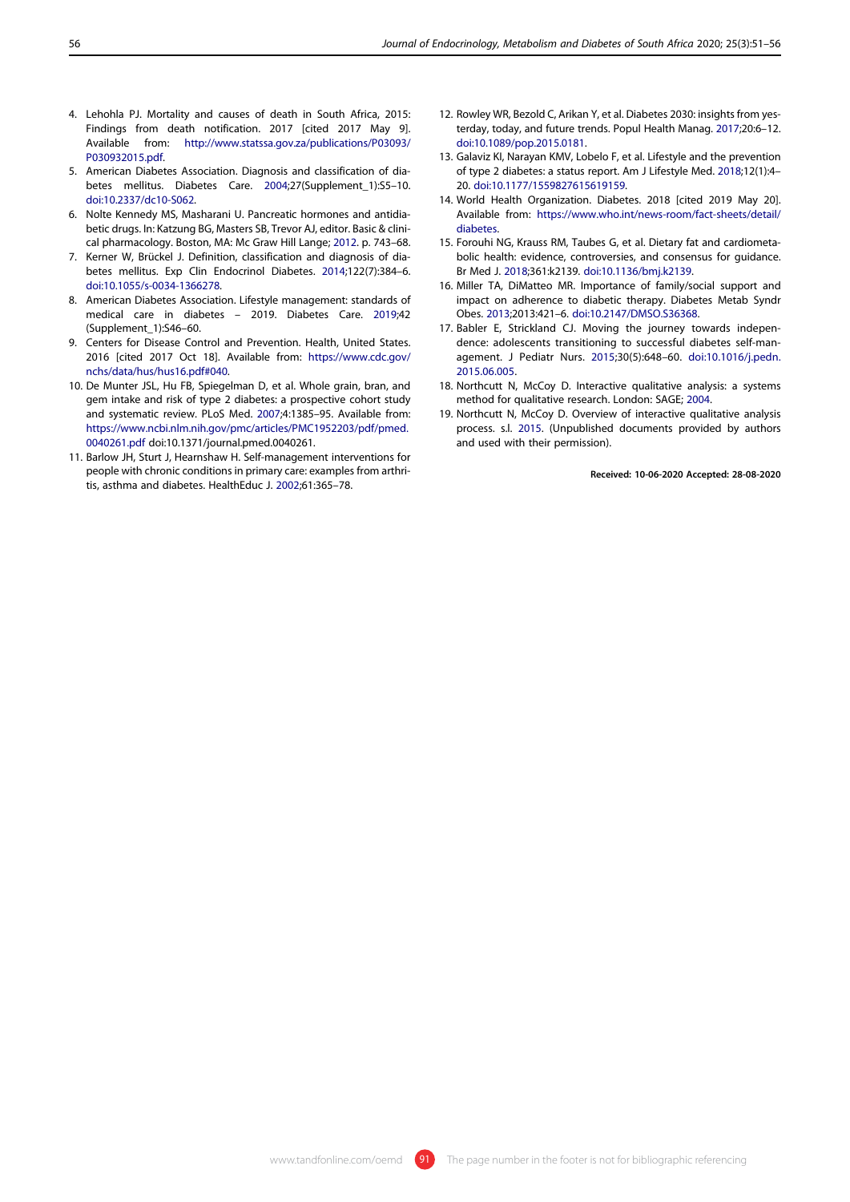4. Lehohla PJ. Mortality and causes of death in South Africa, 2015: Findings from death notification. 2017 [cited 2017 May 9]. Available from: http://www.statssa.gov.za/publications/P03093/P030932015.pdf.
5. American Diabetes Association. Diagnosis and classification of diabetes mellitus. Diabetes Care. 2004;27(Supplement_1):S5–10. doi:10.2337/dc10-S062.
6. Nolte Kennedy MS, Masharani U. Pancreatic hormones and antidiabetic drugs. In: Katzung BG, Masters SB, Trevor AJ, editor. Basic & clinical pharmacology. Boston, MA: Mc Graw Hill Lange; 2012. p. 743–68.
7. Kerner W, Brückel J. Definition, classification and diagnosis of diabetes mellitus. Exp Clin Endocrinol Diabetes. 2014;122(7):384–6. doi:10.1055/s-0034-1366278.
8. American Diabetes Association. Lifestyle management: standards of medical care in diabetes – 2019. Diabetes Care. 2019;42 (Supplement_1):S46–60.
9. Centers for Disease Control and Prevention. Health, United States. 2016 [cited 2017 Oct 18]. Available from: https://www.cdc.gov/nchs/data/hus/hus16.pdf#040.
10. De Munter JSL, Hu FB, Spiegelman D, et al. Whole grain, bran, and gem intake and risk of type 2 diabetes: a prospective cohort study and systematic review. PLoS Med. 2007;4:1385–95. Available from: https://www.ncbi.nlm.nih.gov/pmc/articles/PMC1952203/pdf/pmed.0040261.pdf doi:10.1371/journal.pmed.0040261.
11. Barlow JH, Sturt J, Hearnshaw H. Self-management interventions for people with chronic conditions in primary care: examples from arthritis, asthma and diabetes. HealthEduc J. 2002;61:365–78.
12. Rowley WR, Bezold C, Arikan Y, et al. Diabetes 2030: insights from yesterday, today, and future trends. Popul Health Manag. 2017;20:6–12. doi:10.1089/pop.2015.0181.
13. Galaviz KI, Narayan KMV, Lobelo F, et al. Lifestyle and the prevention of type 2 diabetes: a status report. Am J Lifestyle Med. 2018;12(1):4–20. doi:10.1177/1559827615619159.
14. World Health Organization. Diabetes. 2018 [cited 2019 May 20]. Available from: https://www.who.int/news-room/fact-sheets/detail/diabetes.
15. Forouhi NG, Krauss RM, Taubes G, et al. Dietary fat and cardiometabolic health: evidence, controversies, and consensus for guidance. Br Med J. 2018;361:k2139. doi:10.1136/bmj.k2139.
16. Miller TA, DiMatteo MR. Importance of family/social support and impact on adherence to diabetic therapy. Diabetes Metab Syndr Obes. 2013;2013:421–6. doi:10.2147/DMSO.S36368.
17. Babler E, Strickland CJ. Moving the journey towards independence: adolescents transitioning to successful diabetes self-management. J Pediatr Nurs. 2015;30(5):648–60. doi:10.1016/j.pedn.2015.06.005.
18. Northcutt N, McCoy D. Interactive qualitative analysis: a systems method for qualitative research. London: SAGE; 2004.
19. Northcutt N, McCoy D. Overview of interactive qualitative analysis process. s.l. 2015. (Unpublished documents provided by authors and used with their permission).

**Received: 10-06-2020 Accepted: 28-08-2020**